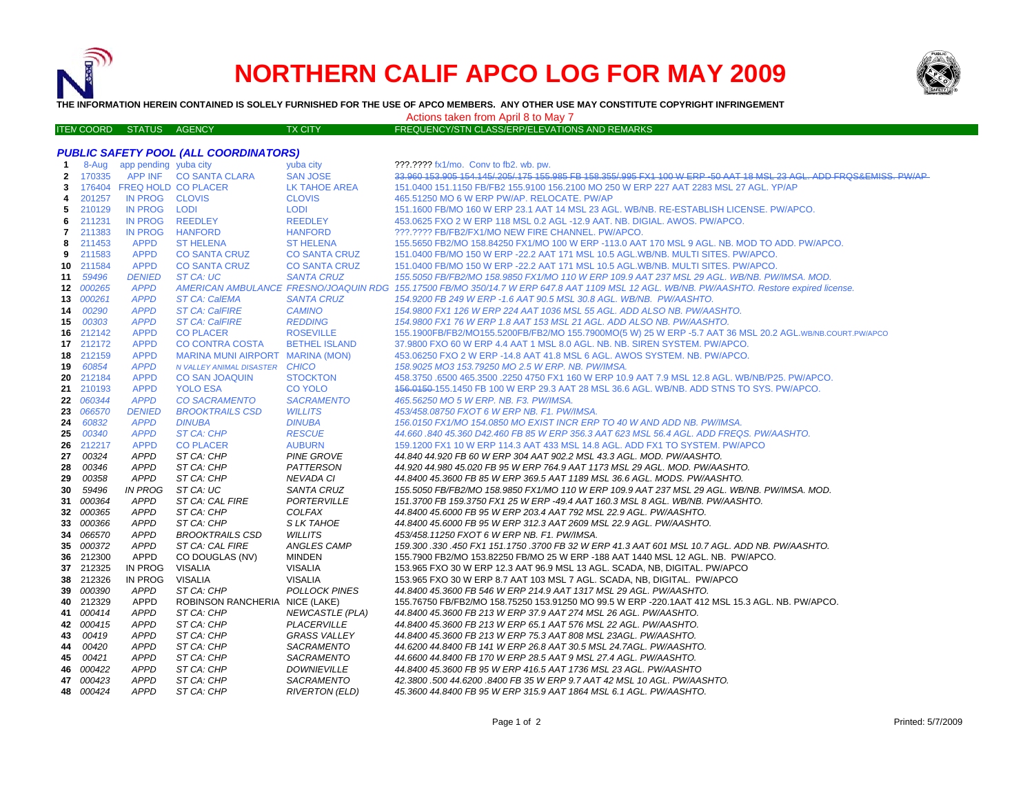# NORTHERN CALIF APCO LOG FOR MAY 2009

**THE INFORMATION HEREIN CONTAINED IS SOLELY FURNISHED FOR THE USE OF APCO MEMBERS. ANY OTHER USE MAY CONSTITUTE COPYRIGHT INFRINGEMENT**

Actions taken from April 8 to May 7

| ITEM | COORD | STATUS | AGENCY | TX CITY | FREQUENCY/STN CLASS/ERP/ELEVATIONS AND REMARKS |
|---|---|---|---|---|---|
| | | | ***PUBLIC SAFETY POOL (ALL COORDINATORS)*** | | |
| 1 | 8-Aug | app pending | yuba city | yuba city | ???.???? fx1/mo. Conv to fb2. wb. pw. |
| 2 | 170335 | APP INF | CO SANTA CLARA | SAN JOSE | ~~33.960 153.905 154.145/.205/.175 155.985 FB 158.355/.995 FX1 100 W ERP -50 AAT 18 MSL 23 AGL. ADD FRQS&EMISS. PW/AP~~ |
| 3 | 176404 | FREQ HOLD | CO PLACER | LK TAHOE AREA | 151.0400 151.1150 FB/FB2 155.9100 156.2100 MO 250 W ERP 227 AAT 2283 MSL 27 AGL. YP/AP |
| 4 | 201257 | IN PROG | CLOVIS | CLOVIS | 465.51250 MO 6 W ERP PW/AP. RELOCATE. PW/AP |
| 5 | 210129 | IN PROG | LODI | LODI | 151.1600 FB/MO 160 W ERP 23.1 AAT 14 MSL 23 AGL. WB/NB. RE-ESTABLISH LICENSE. PW/APCO. |
| 6 | 211231 | IN PROG | REEDLEY | REEDLEY | 453.0625 FXO 2 W ERP 118 MSL 0.2 AGL -12.9 AAT. NB. DIGIAL. AWOS. PW/APCO. |
| 7 | 211383 | IN PROG | HANFORD | HANFORD | ???.???? FB/FB2/FX1/MO NEW FIRE CHANNEL. PW/APCO. |
| 8 | 211453 | APPD | ST HELENA | ST HELENA | 155.5650 FB2/MO 158.84250 FX1/MO 100 W ERP -113.0 AAT 170 MSL 9 AGL. NB. MOD TO ADD. PW/APCO. |
| 9 | 211583 | APPD | CO SANTA CRUZ | CO SANTA CRUZ | 151.0400 FB/MO 150 W ERP -22.2 AAT 171 MSL 10.5 AGL.WB/NB. MULTI SITES. PW/APCO. |
| 10 | 211584 | APPD | CO SANTA CRUZ | CO SANTA CRUZ | 151.0400 FB/MO 150 W ERP -22.2 AAT 171 MSL 10.5 AGL.WB/NB. MULTI SITES. PW/APCO. |
| 11 | *59496* | *DENIED* | *ST CA: UC* | *SANTA CRUZ* | *155.5050 FB/FB2/MO 158.9850 FX1/MO 110 W ERP 109.9 AAT 237 MSL 29 AGL. WB/NB. PW/IMSA. MOD.* |
| 12 | *000265* | *APPD* | *AMERICAN AMBULANCE* | *FRESNO/JOAQUIN RDG* | *155.17500 FB/MO 350/14.7 W ERP 647.8 AAT 1109 MSL 12 AGL. WB/NB. PW/AASHTO. Restore expired license.* |
| 13 | *000261* | *APPD* | *ST CA: CalEMA* | *SANTA CRUZ* | *154.9200 FB 249 W ERP -1.6 AAT 90.5 MSL 30.8 AGL. WB/NB. PW/AASHTO.* |
| 14 | *00290* | *APPD* | *ST CA: CalFIRE* | *CAMINO* | *154.9800 FX1 126 W ERP 224 AAT 1036 MSL 55 AGL. ADD ALSO NB. PW/AASHTO.* |
| 15 | *00303* | *APPD* | *ST CA: CalFIRE* | *REDDING* | *154.9800 FX1 76 W ERP 1.8 AAT 153 MSL 21 AGL. ADD ALSO NB. PW/AASHTO.* |
| 16 | 212142 | APPD | CO PLACER | ROSEVILLE | 155.1900FB/FB2/MO155.5200FB/FB2/MO 155.7900MO(5 W) 25 W ERP -5.7 AAT 36 MSL 20.2 AGL.WB/NB.COURT.PW/APCO |
| 17 | 212172 | APPD | CO CONTRA COSTA | BETHEL ISLAND | 37.9800 FXO 60 W ERP 4.4 AAT 1 MSL 8.0 AGL. NB. NB. SIREN SYSTEM. PW/APCO. |
| 18 | 212159 | APPD | MARINA MUNI AIRPORT | MARINA (MON) | 453.06250 FXO 2 W ERP -14.8 AAT 41.8 MSL 6 AGL. AWOS SYSTEM. NB. PW/APCO. |
| 19 | *60854* | *APPD* | *N VALLEY ANIMAL DISASTER* | *CHICO* | *158.9025 MO3 153.79250 MO 2.5 W ERP. NB. PW/IMSA.* |
| 20 | 212184 | APPD | CO SAN JOAQUIN | STOCKTON | 458.3750 .6500 465.3500 .2250 4750 FX1 160 W ERP 10.9 AAT 7.9 MSL 12.8 AGL. WB/NB/P25. PW/APCO. |
| 21 | 210193 | APPD | YOLO ESA | CO YOLO | ~~156.0150~~ 155.1450 FB 100 W ERP 29.3 AAT 28 MSL 36.6 AGL. WB/NB. ADD STNS TO SYS. PW/APCO. |
| 22 | *060344* | *APPD* | *CO SACRAMENTO* | *SACRAMENTO* | *465.56250 MO 5 W ERP. NB. F3. PW/IMSA.* |
| 23 | *066570* | *DENIED* | *BROOKTRAILS CSD* | *WILLITS* | *453/458.08750 FXOT 6 W ERP NB. F1. PW/IMSA.* |
| 24 | *60832* | *APPD* | *DINUBA* | *DINUBA* | *156.0150 FX1/MO 154.0850 MO EXIST INCR ERP TO 40 W AND ADD NB. PW/IMSA.* |
| 25 | *00340* | *APPD* | *ST CA: CHP* | *RESCUE* | *44.660 .840 45.360 D42.460 FB 85 W ERP 356.3 AAT 623 MSL 56.4 AGL. ADD FREQS. PW/AASHTO.* |
| 26 | 212217 | APPD | CO PLACER | AUBURN | 159.1200 FX1 10 W ERP 114.3 AAT 433 MSL 14.8 AGL. ADD FX1 TO SYSTEM. PW/APCO |
| 27 | *00324* | *APPD* | *ST CA: CHP* | *PINE GROVE* | *44.840 44.920 FB 60 W ERP 304 AAT 902.2 MSL 43.3 AGL. MOD. PW/AASHTO.* |
| 28 | *00346* | *APPD* | *ST CA: CHP* | *PATTERSON* | *44.920 44.980 45.020 FB 95 W ERP 764.9 AAT 1173 MSL 29 AGL. MOD. PW/AASHTO.* |
| 29 | *00358* | *APPD* | *ST CA: CHP* | *NEVADA CI* | *44.8400 45.3600 FB 85 W ERP 369.5 AAT 1189 MSL 36.6 AGL. MODS. PW/AASHTO.* |
| 30 | *59496* | *IN PROG* | *ST CA: UC* | *SANTA CRUZ* | *155.5050 FB/FB2/MO 158.9850 FX1/MO 110 W ERP 109.9 AAT 237 MSL 29 AGL. WB/NB. PW/IMSA. MOD.* |
| 31 | *000364* | *APPD* | *ST CA: CAL FIRE* | *PORTERVILLE* | *151.3700 FB 159.3750 FX1 25 W ERP -49.4 AAT 160.3 MSL 8 AGL. WB/NB. PW/AASHTO.* |
| 32 | *000365* | *APPD* | *ST CA: CHP* | *COLFAX* | *44.8400 45.6000 FB 95 W ERP 203.4 AAT 792 MSL 22.9 AGL. PW/AASHTO.* |
| 33 | *000366* | *APPD* | *ST CA: CHP* | *S LK TAHOE* | *44.8400 45.6000 FB 95 W ERP 312.3 AAT 2609 MSL 22.9 AGL. PW/AASHTO.* |
| 34 | *066570* | *APPD* | *BROOKTRAILS CSD* | *WILLITS* | *453/458.11250 FXOT 6 W ERP NB. F1. PW/IMSA.* |
| 35 | *000372* | *APPD* | *ST CA: CAL FIRE* | *ANGLES CAMP* | *159.300 .330 .450 FX1 151.1750 .3700 FB 32 W ERP 41.3 AAT 601 MSL 10.7 AGL. ADD NB. PW/AASHTO.* |
| 36 | 212300 | APPD | CO DOUGLAS (NV) | MINDEN | 155.7900 FB2/MO 153.82250 FB/MO 25 W ERP -188 AAT 1440 MSL 12 AGL. NB. PW/APCO. |
| 37 | 212325 | IN PROG | VISALIA | VISALIA | 153.965 FXO 30 W ERP 12.3 AAT 96.9 MSL 13 AGL. SCADA, NB, DIGITAL. PW/APCO |
| 38 | 212326 | IN PROG | VISALIA | VISALIA | 153.965 FXO 30 W ERP 8.7 AAT 103 MSL 7 AGL. SCADA, NB, DIGITAL. PW/APCO |
| 39 | *000390* | *APPD* | *ST CA: CHP* | *POLLOCK PINES* | *44.8400 45.3600 FB 546 W ERP 214.9 AAT 1317 MSL 29 AGL. PW/AASHTO.* |
| 40 | 212329 | APPD | ROBINSON RANCHERIA | NICE (LAKE) | 155.76750 FB/FB2/MO 158.75250 153.91250 MO 99.5 W ERP -220.1AAT 412 MSL 15.3 AGL. NB. PW/APCO. |
| 41 | *000414* | *APPD* | *ST CA: CHP* | *NEWCASTLE (PLA)* | *44.8400 45.3600 FB 213 W ERP 37.9 AAT 274 MSL 26 AGL. PW/AASHTO.* |
| 42 | *000415* | *APPD* | *ST CA: CHP* | *PLACERVILLE* | *44.8400 45.3600 FB 213 W ERP 65.1 AAT 576 MSL 22 AGL. PW/AASHTO.* |
| 43 | *00419* | *APPD* | *ST CA: CHP* | *GRASS VALLEY* | *44.8400 45.3600 FB 213 W ERP 75.3 AAT 808 MSL 23AGL. PW/AASHTO.* |
| 44 | *00420* | *APPD* | *ST CA: CHP* | *SACRAMENTO* | *44.6200 44.8400 FB 141 W ERP 26.8 AAT 30.5 MSL 24.7AGL. PW/AASHTO.* |
| 45 | *00421* | *APPD* | *ST CA: CHP* | *SACRAMENTO* | *44.6600 44.8400 FB 170 W ERP 28.5 AAT 9 MSL 27.4 AGL. PW/AASHTO.* |
| 46 | *000422* | *APPD* | *ST CA: CHP* | *DOWNIEVILLE* | *44.8400 45.3600 FB 95 W ERP 416.5 AAT 1736 MSL 23 AGL. PW/AASHTO* |
| 47 | *000423* | *APPD* | *ST CA: CHP* | *SACRAMENTO* | *42.3800 .500 44.6200 .8400 FB 35 W ERP 9.7 AAT 42 MSL 10 AGL. PW/AASHTO.* |
| 48 | *000424* | *APPD* | *ST CA: CHP* | *RIVERTON (ELD)* | *45.3600 44.8400 FB 95 W ERP 315.9 AAT 1864 MSL 6.1 AGL. PW/AASHTO.* |

Printed: 5/7/2009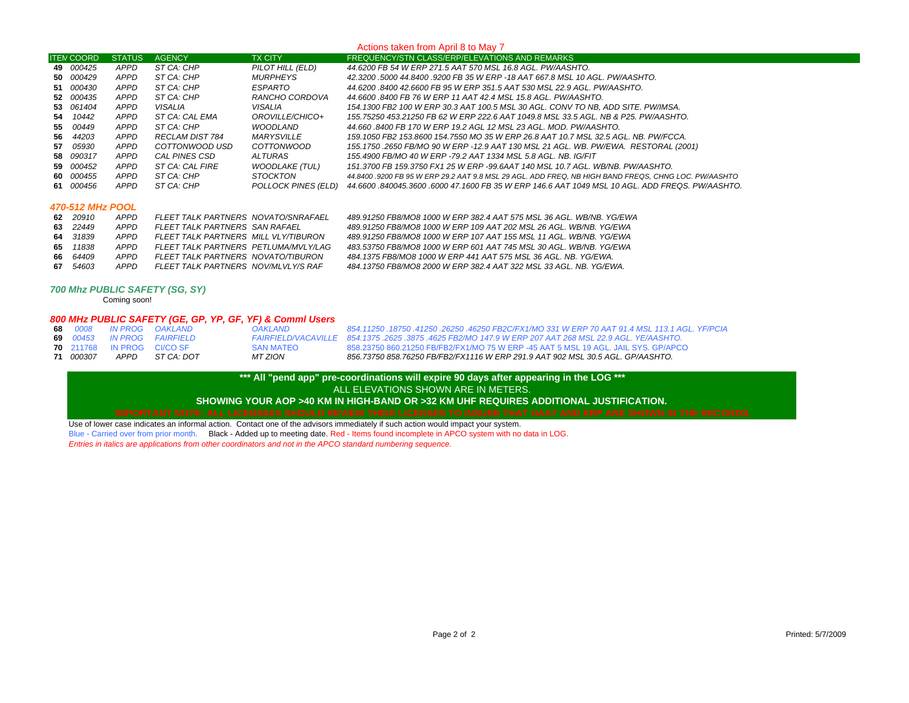Actions taken from April 8 to May 7

| ITEM | COORD | STATUS | AGENCY | TX CITY | FREQUENCY/STN CLASS/ERP/ELEVATIONS AND REMARKS |
|---|---|---|---|---|---|
| 49 | 000425 | APPD | ST CA: CHP | PILOT HILL (ELD) | 44.6200 FB 54 W ERP 271.5 AAT 570 MSL 16.8 AGL. PW/AASHTO. |
| 50 | 000429 | APPD | ST CA: CHP | MURPHEYS | 42.3200 .5000 44.8400 .9200 FB 35 W ERP -18 AAT 667.8 MSL 10 AGL. PW/AASHTO. |
| 51 | 000430 | APPD | ST CA: CHP | ESPARTO | 44.6200 .8400 42.6600 FB 95 W ERP 351.5 AAT 530 MSL 22.9 AGL. PW/AASHTO. |
| 52 | 000435 | APPD | ST CA: CHP | RANCHO CORDOVA | 44.6600 .8400 FB 76 W ERP 11 AAT 42.4 MSL 15.8 AGL. PW/AASHTO. |
| 53 | 061404 | APPD | VISALIA | VISALIA | 154.1300 FB2 100 W ERP 30.3 AAT 100.5 MSL 30 AGL. CONV TO NB, ADD SITE. PW/IMSA. |
| 54 | 10442 | APPD | ST CA: CAL EMA | OROVILLE/CHICO+ | 155.75250 453.21250 FB 62 W ERP 222.6 AAT 1049.8 MSL 33.5 AGL. NB & P25. PW/AASHTO. |
| 55 | 00449 | APPD | ST CA: CHP | WOODLAND | 44.660 .8400 FB 170 W ERP 19.2 AGL 12 MSL 23 AGL. MOD. PW/AASHTO. |
| 56 | 44203 | APPD | RECLAM DIST 784 | MARYSVILLE | 159.1050 FB2 153.8600 154.7550 MO 35 W ERP 26.8 AAT 10.7 MSL 32.5 AGL. NB. PW/FCCA. |
| 57 | 05930 | APPD | COTTONWOOD USD | COTTONWOOD | 155.1750 .2650 FB/MO 90 W ERP -12.9 AAT 130 MSL 21 AGL. WB. PW/EWA. RESTORAL (2001) |
| 58 | 090317 | APPD | CAL PINES CSD | ALTURAS | 155.4900 FB/MO 40 W ERP -79.2 AAT 1334 MSL 5.8 AGL. NB. IG/FIT |
| 59 | 000452 | APPD | ST CA: CAL FIRE | WOODLAKE (TUL) | 151.3700 FB 159.3750 FX1 25 W ERP -99.6AAT 140 MSL 10.7 AGL. WB/NB. PW/AASHTO. |
| 60 | 000455 | APPD | ST CA: CHP | STOCKTON | 44.8400 .9200 FB 95 W ERP 29.2 AAT 9.8 MSL 29 AGL. ADD FREQ, NB HIGH BAND FREQS, CHNG LOC. PW/AASHTO |
| 61 | 000456 | APPD | ST CA: CHP | POLLOCK PINES (ELD) | 44.6600 .840045.3600 .6000 47.1600 FB 35 W ERP 146.6 AAT 1049 MSL 10 AGL. ADD FREQS. PW/AASHTO. |

### 470-512 MHz POOL

| ITEM | COORD | STATUS | AGENCY | TX CITY | FREQUENCY/STN CLASS/ERP/ELEVATIONS AND REMARKS |
|---|---|---|---|---|---|
| 62 | 20910 | APPD | FLEET TALK PARTNERS | NOVATO/SNRAFAEL | 489.91250 FB8/MO8 1000 W ERP 382.4 AAT 575 MSL 36 AGL. WB/NB. YG/EWA |
| 63 | 22449 | APPD | FLEET TALK PARTNERS | SAN RAFAEL | 489.91250 FB8/MO8 1000 W ERP 109 AAT 202 MSL 26 AGL. WB/NB. YG/EWA |
| 64 | 31839 | APPD | FLEET TALK PARTNERS | MILL VLY/TIBURON | 489.91250 FB8/MO8 1000 W ERP 107 AAT 155 MSL 11 AGL. WB/NB. YG/EWA |
| 65 | 11838 | APPD | FLEET TALK PARTNERS | PETLUMA/MVLY/LAG | 483.53750 FB8/MO8 1000 W ERP 601 AAT 745 MSL 30 AGL. WB/NB. YG/EWA |
| 66 | 64409 | APPD | FLEET TALK PARTNERS | NOVATO/TIBURON | 484.1375 FB8/MO8 1000 W ERP 441 AAT 575 MSL 36 AGL. NB. YG/EWA. |
| 67 | 54603 | APPD | FLEET TALK PARTNERS | NOV/MLVLY/S RAF | 484.13750 FB8/MO8 2000 W ERP 382.4 AAT 322 MSL 33 AGL. NB. YG/EWA. |

### 700 Mhz PUBLIC SAFETY (SG, SY)

Coming soon!

### 800 MHz PUBLIC SAFETY (GE, GP, YP, GF, YF) & Comml Users

| ITEM | COORD | STATUS | AGENCY | TX CITY | FREQUENCY/STN CLASS/ERP/ELEVATIONS AND REMARKS |
|---|---|---|---|---|---|
| 68 | 0008 | IN PROG | OAKLAND | OAKLAND | 854.11250 .18750 .41250 .26250 .46250 FB2C/FX1/MO 331 W ERP 70 AAT 91.4 MSL 113.1 AGL. YF/PCIA |
| 69 | 00453 | IN PROG | FAIRFIELD | FAIRFIELD/VACAVILLE | 854.1375 .2625 .3875 .4625 FB2/MO 147.9 W ERP 207 AAT 268 MSL 22.9 AGL. YE/AASHTO. |
| 70 | 211768 | IN PROG | CI/CO SF | SAN MATEO | 858.23750 860.21250 FB/FB2/FX1/MO 75 W ERP -45 AAT 5 MSL 19 AGL. JAIL SYS. GP/APCO |
| 71 | 000307 | APPD | ST CA: DOT | MT ZION | 856.73750 858.76250 FB/FB2/FX1116 W ERP 291.9 AAT 902 MSL 30.5 AGL. GP/AASHTO. |

**\*\*\* All "pend app" pre-coordinations will expire 90 days after appearing in the LOG \*\*\***

ALL ELEVATIONS SHOWN ARE IN METERS.

**SHOWING YOUR AOP >40 KM IN HIGH-BAND OR >32 KM UHF REQUIRES ADDITIONAL JUSTIFICATION.**

**IMPORTANT NOTE: ALL LICENSEES SHOULD REVIEW THEIR LICENSES TO INSURE THAT HAAT AND ERP ARE SHOWN IN THE RECORDS.**

Use of lower case indicates an informal action. Contact one of the advisors immediately if such action would impact your system.

Blue - Carried over from prior month. Black - Added up to meeting date. Red - Items found incomplete in APCO system with no data in LOG.

*Entries in italics are applications from other coordinators and not in the APCO standard numbering sequence.*

Printed: 5/7/2009